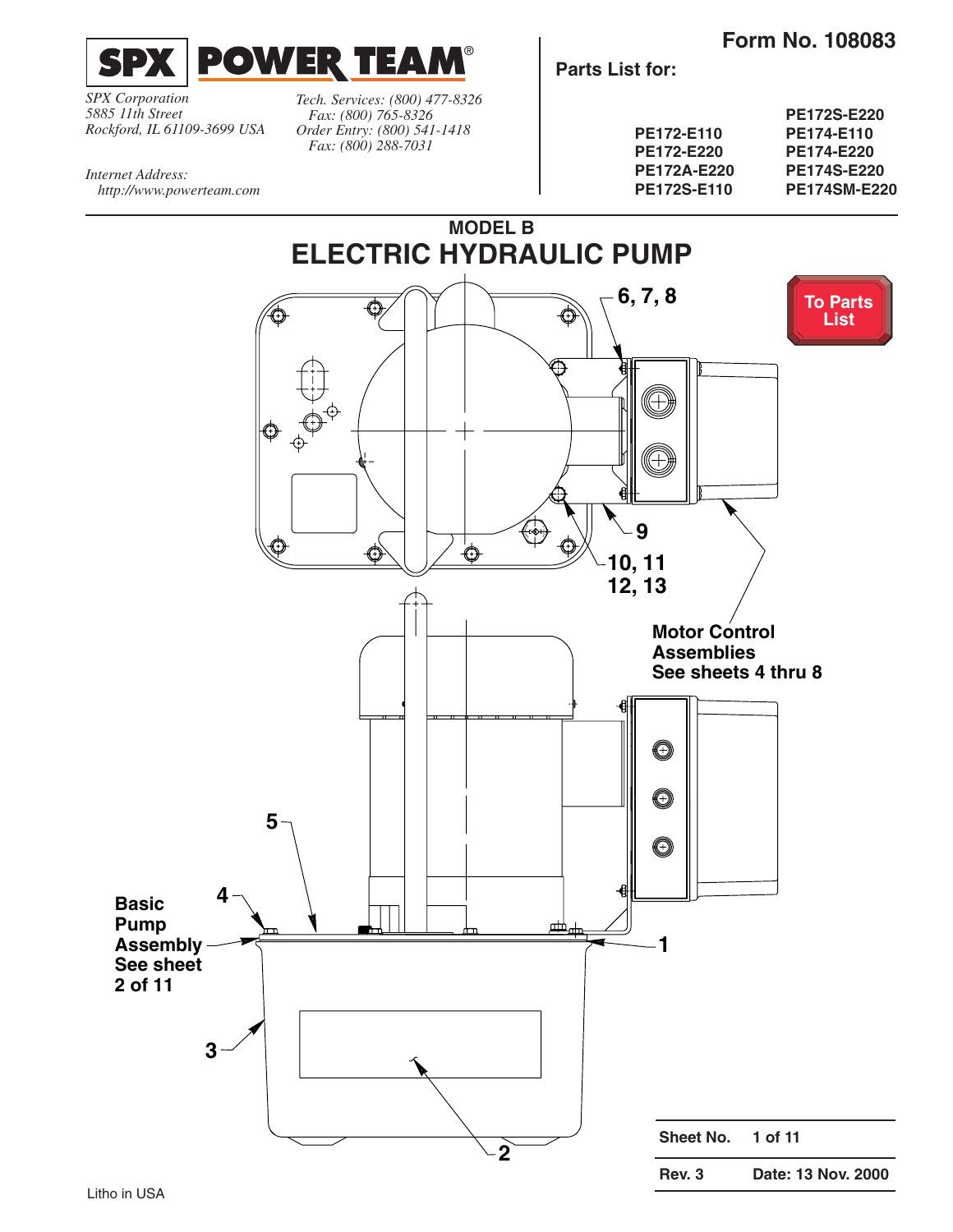**SPX POWER TEAM®**

*SPX Corporation*
*5885 11th Street*
*Rockford, IL 61109-3699 USA*

*Tech. Services: (800) 477-8326*
*Fax: (800) 765-8326*
*Order Entry: (800) 541-1418*
*Fax: (800) 288-7031*

*Internet Address:*
*http://www.powerteam.com*

**Form No. 108083**

**Parts List for:**

| | |
|---|---|
| | PE172S-E220 |
| PE172-E110 | PE174-E110 |
| PE172-E220 | PE174-E220 |
| PE172A-E220 | PE174S-E220 |
| PE172S-E110 | PE174SM-E220 |

## MODEL B

# ELECTRIC HYDRAULIC PUMP

To Parts List

6, 7, 8

9

10, 11
12, 13

Motor Control Assemblies
See sheets 4 thru 8

5

4

Basic Pump Assembly
See sheet 2 of 11

1

3

2

| Sheet No. | 1 of 11 |
|---|---|
| Rev. 3 | Date: 13 Nov. 2000 |

Litho in USA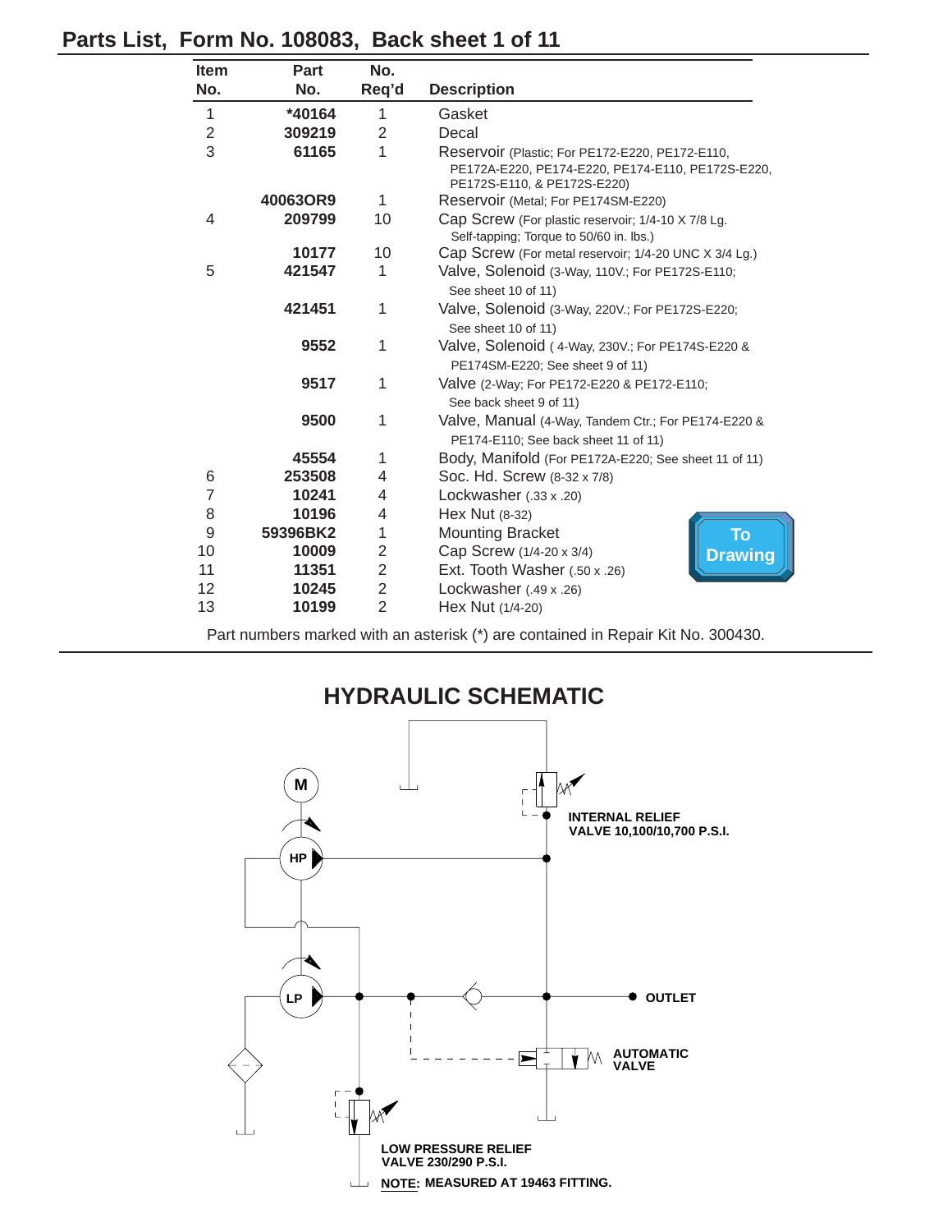## Parts List, Form No. 108083, Back sheet 1 of 11

| Item No. | Part No. | No. Req'd | Description |
|---|---|---|---|
| 1 | *40164 | 1 | Gasket |
| 2 | 309219 | 2 | Decal |
| 3 | 61165 | 1 | Reservoir (Plastic; For PE172-E220, PE172-E110, PE172A-E220, PE174-E220, PE174-E110, PE172S-E220, PE172S-E110, & PE172S-E220) |
| | 40063OR9 | 1 | Reservoir (Metal; For PE174SM-E220) |
| 4 | 209799 | 10 | Cap Screw (For plastic reservoir; 1/4-10 X 7/8 Lg. Self-tapping; Torque to 50/60 in. lbs.) |
| | 10177 | 10 | Cap Screw (For metal reservoir; 1/4-20 UNC X 3/4 Lg.) |
| 5 | 421547 | 1 | Valve, Solenoid (3-Way, 110V.; For PE172S-E110; See sheet 10 of 11) |
| | 421451 | 1 | Valve, Solenoid (3-Way, 220V.; For PE172S-E220; See sheet 10 of 11) |
| | 9552 | 1 | Valve, Solenoid ( 4-Way, 230V.; For PE174S-E220 & PE174SM-E220; See sheet 9 of 11) |
| | 9517 | 1 | Valve (2-Way; For PE172-E220 & PE172-E110; See back sheet 9 of 11) |
| | 9500 | 1 | Valve, Manual (4-Way, Tandem Ctr.; For PE174-E220 & PE174-E110; See back sheet 11 of 11) |
| | 45554 | 1 | Body, Manifold (For PE172A-E220; See sheet 11 of 11) |
| 6 | 253508 | 4 | Soc. Hd. Screw (8-32 x 7/8) |
| 7 | 10241 | 4 | Lockwasher (.33 x .20) |
| 8 | 10196 | 4 | Hex Nut (8-32) |
| 9 | 59396BK2 | 1 | Mounting Bracket |
| 10 | 10009 | 2 | Cap Screw (1/4-20 x 3/4) |
| 11 | 11351 | 2 | Ext. Tooth Washer (.50 x .26) |
| 12 | 10245 | 2 | Lockwasher (.49 x .26) |
| 13 | 10199 | 2 | Hex Nut (1/4-20) |

To Drawing

Part numbers marked with an asterisk (*) are contained in Repair Kit No. 300430.

## HYDRAULIC SCHEMATIC

M

HP

LP

INTERNAL RELIEF VALVE 10,100/10,700 P.S.I.

OUTLET

AUTOMATIC VALVE

LOW PRESSURE RELIEF VALVE 230/290 P.S.I.

**NOTE:** MEASURED AT 19463 FITTING.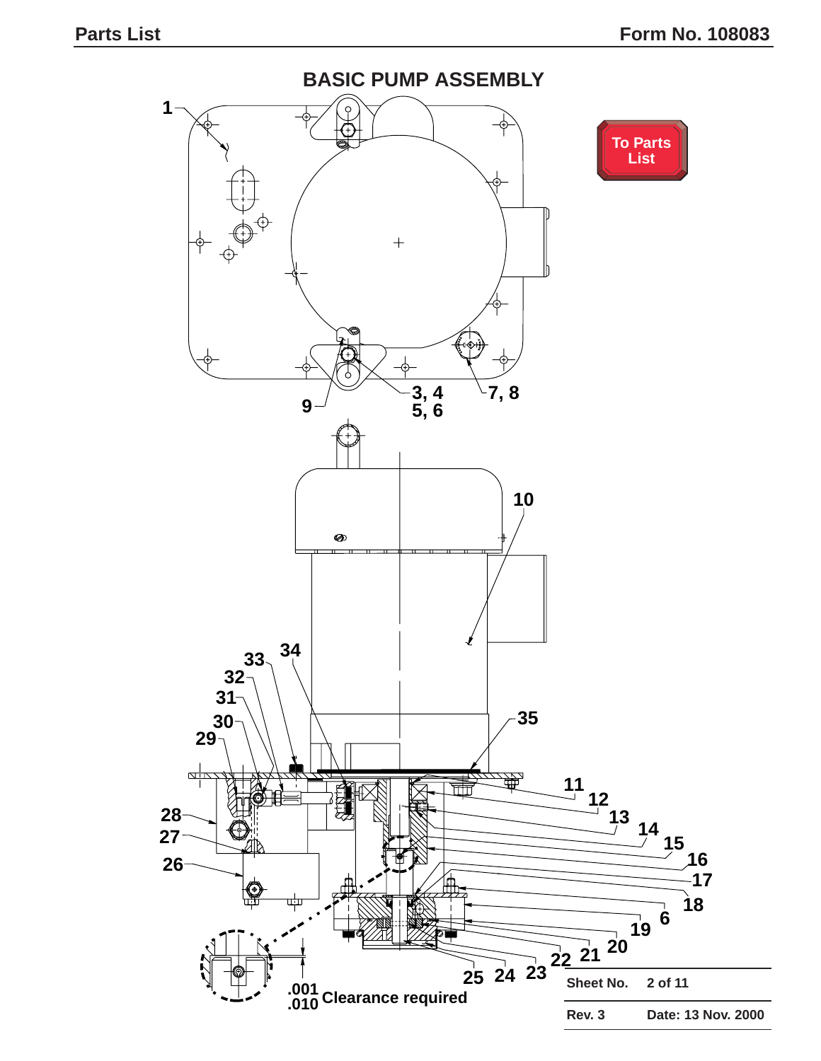# BASIC PUMP ASSEMBLY

To Parts List

1

3, 4
5, 6

7, 8

9

10

11
12
13
14
15
16
17
18
6
19
20
21
22
23
24
25
26
27
28
29
30
31
32
33
34
35

.001
.010 Clearance required

Sheet No. 2 of 11

Rev. 3 Date: 13 Nov. 2000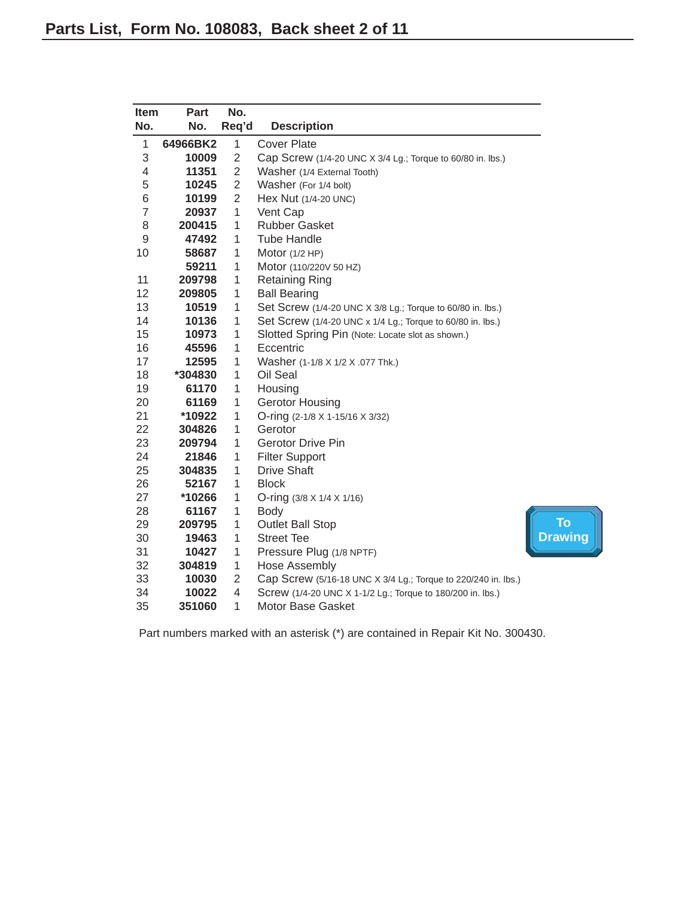## Parts List, Form No. 108083, Back sheet 2 of 11

| Item No. | Part No. | No. Req'd | Description |
|---|---|---|---|
| 1 | **64966BK2** | 1 | Cover Plate |
| 3 | **10009** | 2 | Cap Screw (1/4-20 UNC X 3/4 Lg.; Torque to 60/80 in. lbs.) |
| 4 | **11351** | 2 | Washer (1/4 External Tooth) |
| 5 | **10245** | 2 | Washer (For 1/4 bolt) |
| 6 | **10199** | 2 | Hex Nut (1/4-20 UNC) |
| 7 | **20937** | 1 | Vent Cap |
| 8 | **200415** | 1 | Rubber Gasket |
| 9 | **47492** | 1 | Tube Handle |
| 10 | **58687** | 1 | Motor (1/2 HP) |
| | **59211** | 1 | Motor (110/220V 50 HZ) |
| 11 | **209798** | 1 | Retaining Ring |
| 12 | **209805** | 1 | Ball Bearing |
| 13 | **10519** | 1 | Set Screw (1/4-20 UNC X 3/8 Lg.; Torque to 60/80 in. lbs.) |
| 14 | **10136** | 1 | Set Screw (1/4-20 UNC x 1/4 Lg.; Torque to 60/80 in. lbs.) |
| 15 | **10973** | 1 | Slotted Spring Pin (Note: Locate slot as shown.) |
| 16 | **45596** | 1 | Eccentric |
| 17 | **12595** | 1 | Washer (1-1/8 X 1/2 X .077 Thk.) |
| 18 | **\*304830** | 1 | Oil Seal |
| 19 | **61170** | 1 | Housing |
| 20 | **61169** | 1 | Gerotor Housing |
| 21 | **\*10922** | 1 | O-ring (2-1/8 X 1-15/16 X 3/32) |
| 22 | **304826** | 1 | Gerotor |
| 23 | **209794** | 1 | Gerotor Drive Pin |
| 24 | **21846** | 1 | Filter Support |
| 25 | **304835** | 1 | Drive Shaft |
| 26 | **52167** | 1 | Block |
| 27 | **\*10266** | 1 | O-ring (3/8 X 1/4 X 1/16) |
| 28 | **61167** | 1 | Body |
| 29 | **209795** | 1 | Outlet Ball Stop |
| 30 | **19463** | 1 | Street Tee |
| 31 | **10427** | 1 | Pressure Plug (1/8 NPTF) |
| 32 | **304819** | 1 | Hose Assembly |
| 33 | **10030** | 2 | Cap Screw (5/16-18 UNC X 3/4 Lg.; Torque to 220/240 in. lbs.) |
| 34 | **10022** | 4 | Screw (1/4-20 UNC X 1-1/2 Lg.; Torque to 180/200 in. lbs.) |
| 35 | **351060** | 1 | Motor Base Gasket |

Part numbers marked with an asterisk (*) are contained in Repair Kit No. 300430.

To Drawing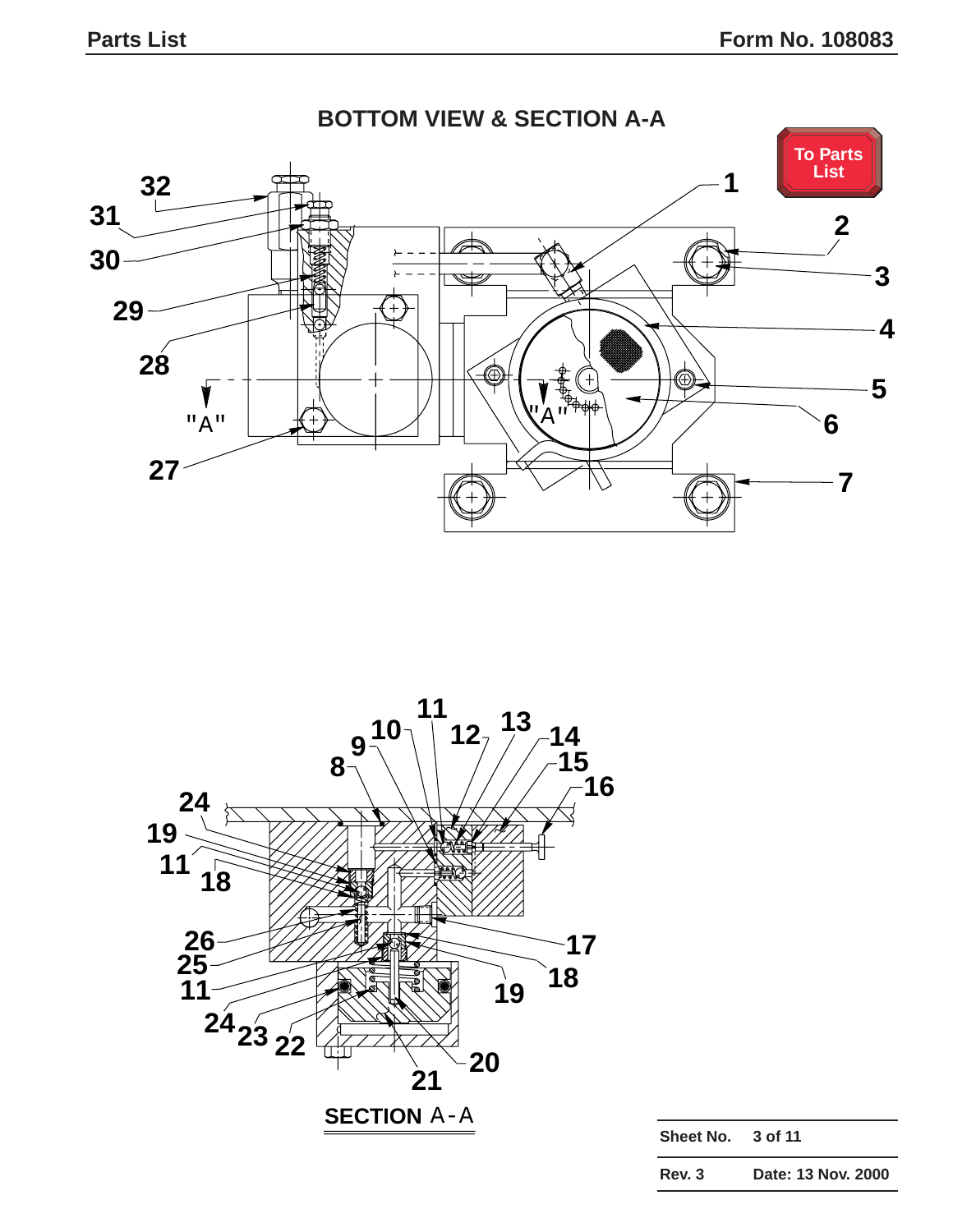## BOTTOM VIEW & SECTION A-A

To Parts List

32
31
30
29
28
"A"
27
1
2
3
4
5
6
7
"A"

24
19
11
18
26
25
11
24
23
22
8
9
10
11
12
13
14
15
16
17
18
19
20
21

SECTION A-A

| Sheet No. | 3 of 11 |
| --- | --- |
| Rev. 3 | Date: 13 Nov. 2000 |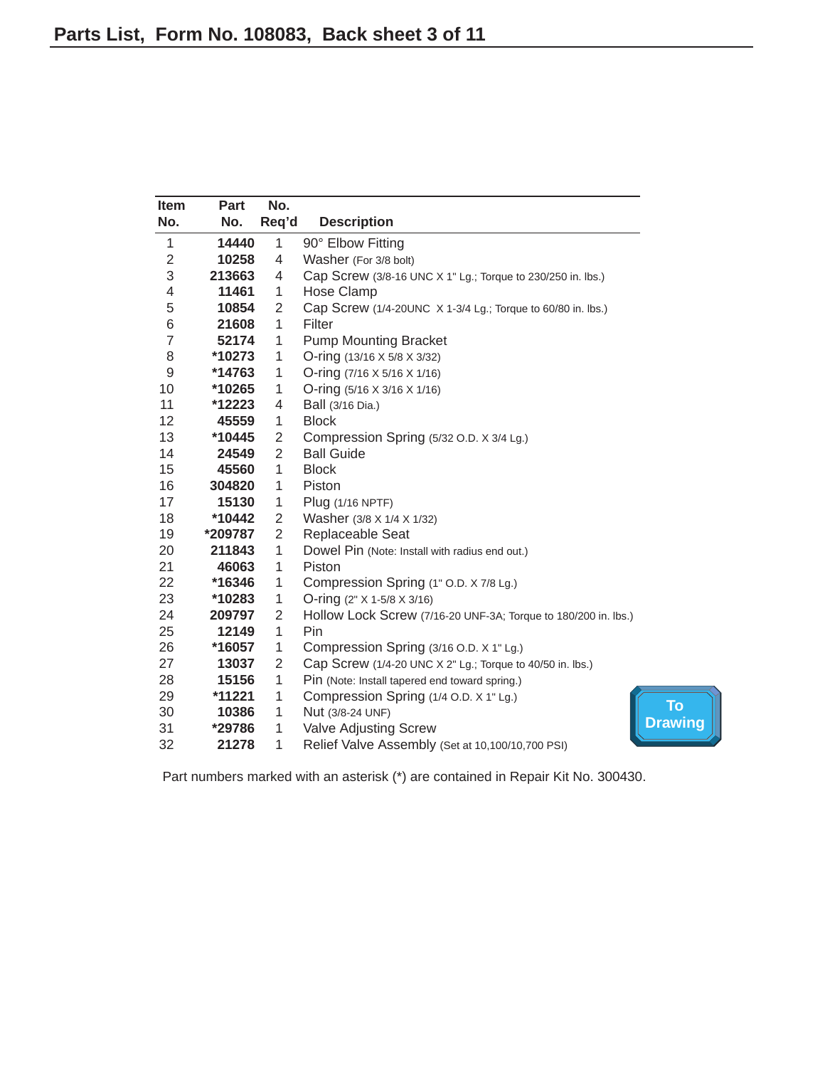## Parts List, Form No. 108083, Back sheet 3 of 11

| Item No. | Part No. | No. Req'd | Description |
|---|---|---|---|
| 1 | 14440 | 1 | 90° Elbow Fitting |
| 2 | 10258 | 4 | Washer (For 3/8 bolt) |
| 3 | 213663 | 4 | Cap Screw (3/8-16 UNC X 1" Lg.; Torque to 230/250 in. lbs.) |
| 4 | 11461 | 1 | Hose Clamp |
| 5 | 10854 | 2 | Cap Screw (1/4-20UNC X 1-3/4 Lg.; Torque to 60/80 in. lbs.) |
| 6 | 21608 | 1 | Filter |
| 7 | 52174 | 1 | Pump Mounting Bracket |
| 8 | *10273 | 1 | O-ring (13/16 X 5/8 X 3/32) |
| 9 | *14763 | 1 | O-ring (7/16 X 5/16 X 1/16) |
| 10 | *10265 | 1 | O-ring (5/16 X 3/16 X 1/16) |
| 11 | *12223 | 4 | Ball (3/16 Dia.) |
| 12 | 45559 | 1 | Block |
| 13 | *10445 | 2 | Compression Spring (5/32 O.D. X 3/4 Lg.) |
| 14 | 24549 | 2 | Ball Guide |
| 15 | 45560 | 1 | Block |
| 16 | 304820 | 1 | Piston |
| 17 | 15130 | 1 | Plug (1/16 NPTF) |
| 18 | *10442 | 2 | Washer (3/8 X 1/4 X 1/32) |
| 19 | *209787 | 2 | Replaceable Seat |
| 20 | 211843 | 1 | Dowel Pin (Note: Install with radius end out.) |
| 21 | 46063 | 1 | Piston |
| 22 | *16346 | 1 | Compression Spring (1" O.D. X 7/8 Lg.) |
| 23 | *10283 | 1 | O-ring (2" X 1-5/8 X 3/16) |
| 24 | 209797 | 2 | Hollow Lock Screw (7/16-20 UNF-3A; Torque to 180/200 in. lbs.) |
| 25 | 12149 | 1 | Pin |
| 26 | *16057 | 1 | Compression Spring (3/16 O.D. X 1" Lg.) |
| 27 | 13037 | 2 | Cap Screw (1/4-20 UNC X 2" Lg.; Torque to 40/50 in. lbs.) |
| 28 | 15156 | 1 | Pin (Note: Install tapered end toward spring.) |
| 29 | *11221 | 1 | Compression Spring (1/4 O.D. X 1" Lg.) |
| 30 | 10386 | 1 | Nut (3/8-24 UNF) |
| 31 | *29786 | 1 | Valve Adjusting Screw |
| 32 | 21278 | 1 | Relief Valve Assembly (Set at 10,100/10,700 PSI) |

To Drawing

Part numbers marked with an asterisk (*) are contained in Repair Kit No. 300430.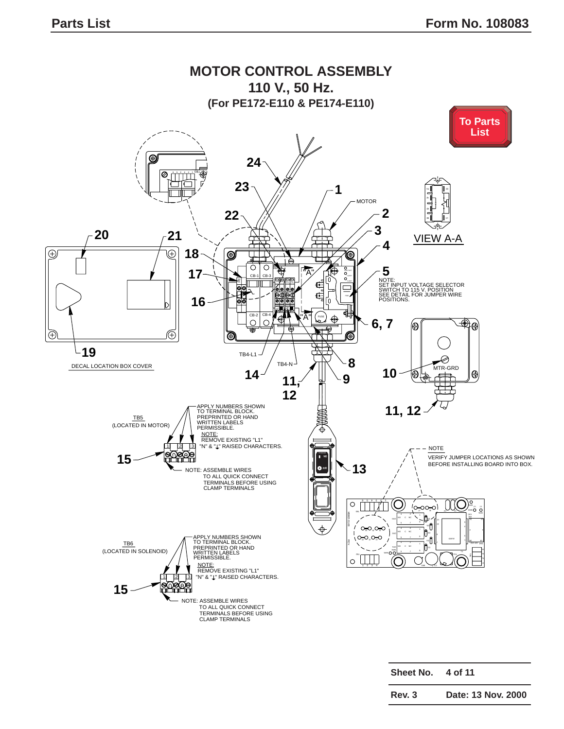# MOTOR CONTROL ASSEMBLY

## 110 V., 50 Hz.

### (For PE172-E110 & PE174-E110)

To Parts List

VIEW A-A

MOTOR

NOTE:
SET INPUT VOLTAGE SELECTOR SWITCH TO 115 V. POSITION SEE DETAIL FOR JUMPER WIRE POSITIONS.

DECAL LOCATION BOX COVER

TB4-L1

TB4-N

MTR-GRD

TB5
(LOCATED IN MOTOR)

APPLY NUMBERS SHOWN TO TERMINAL BLOCK. PREPRINTED OR HAND WRITTEN LABELS PERMISSIBLE.
NOTE:
REMOVE EXISTING "L1" "N" & "⏚" RAISED CHARACTERS.

NOTE: ASSEMBLE WIRES TO ALL QUICK CONNECT TERMINALS BEFORE USING CLAMP TERMINALS

NOTE
VERIFY JUMPER LOCATIONS AS SHOWN BEFORE INSTALLING BOARD INTO BOX.

TB6
(LOCATED IN SOLENOID)

APPLY NUMBERS SHOWN TO TERMINAL BLOCK. PREPRINTED OR HAND WRITTEN LABELS PERMISSIBLE.
NOTE:
REMOVE EXISTING "L1" "N" & "⏚" RAISED CHARACTERS.

NOTE: ASSEMBLE WIRES TO ALL QUICK CONNECT TERMINALS BEFORE USING CLAMP TERMINALS

| Sheet No. | 4 of 11 |
|---|---|
| Rev. 3 | Date: 13 Nov. 2000 |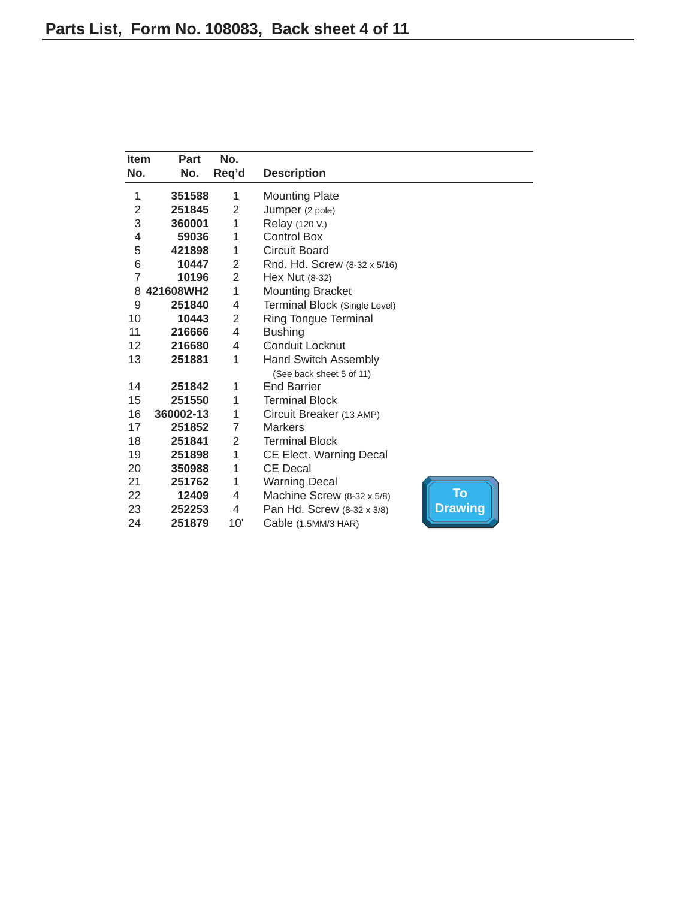## Parts List, Form No. 108083, Back sheet 4 of 11

| Item No. | Part No. | No. Req'd | Description |
|---|---|---|---|
| 1 | **351588** | 1 | Mounting Plate |
| 2 | **251845** | 2 | Jumper (2 pole) |
| 3 | **360001** | 1 | Relay (120 V.) |
| 4 | **59036** | 1 | Control Box |
| 5 | **421898** | 1 | Circuit Board |
| 6 | **10447** | 2 | Rnd. Hd. Screw (8-32 x 5/16) |
| 7 | **10196** | 2 | Hex Nut (8-32) |
| 8 | **421608WH2** | 1 | Mounting Bracket |
| 9 | **251840** | 4 | Terminal Block (Single Level) |
| 10 | **10443** | 2 | Ring Tongue Terminal |
| 11 | **216666** | 4 | Bushing |
| 12 | **216680** | 4 | Conduit Locknut |
| 13 | **251881** | 1 | Hand Switch Assembly (See back sheet 5 of 11) |
| 14 | **251842** | 1 | End Barrier |
| 15 | **251550** | 1 | Terminal Block |
| 16 | **360002-13** | 1 | Circuit Breaker (13 AMP) |
| 17 | **251852** | 7 | Markers |
| 18 | **251841** | 2 | Terminal Block |
| 19 | **251898** | 1 | CE Elect. Warning Decal |
| 20 | **350988** | 1 | CE Decal |
| 21 | **251762** | 1 | Warning Decal |
| 22 | **12409** | 4 | Machine Screw (8-32 x 5/8) |
| 23 | **252253** | 4 | Pan Hd. Screw (8-32 x 3/8) |
| 24 | **251879** | 10' | Cable (1.5MM/3 HAR) |

To Drawing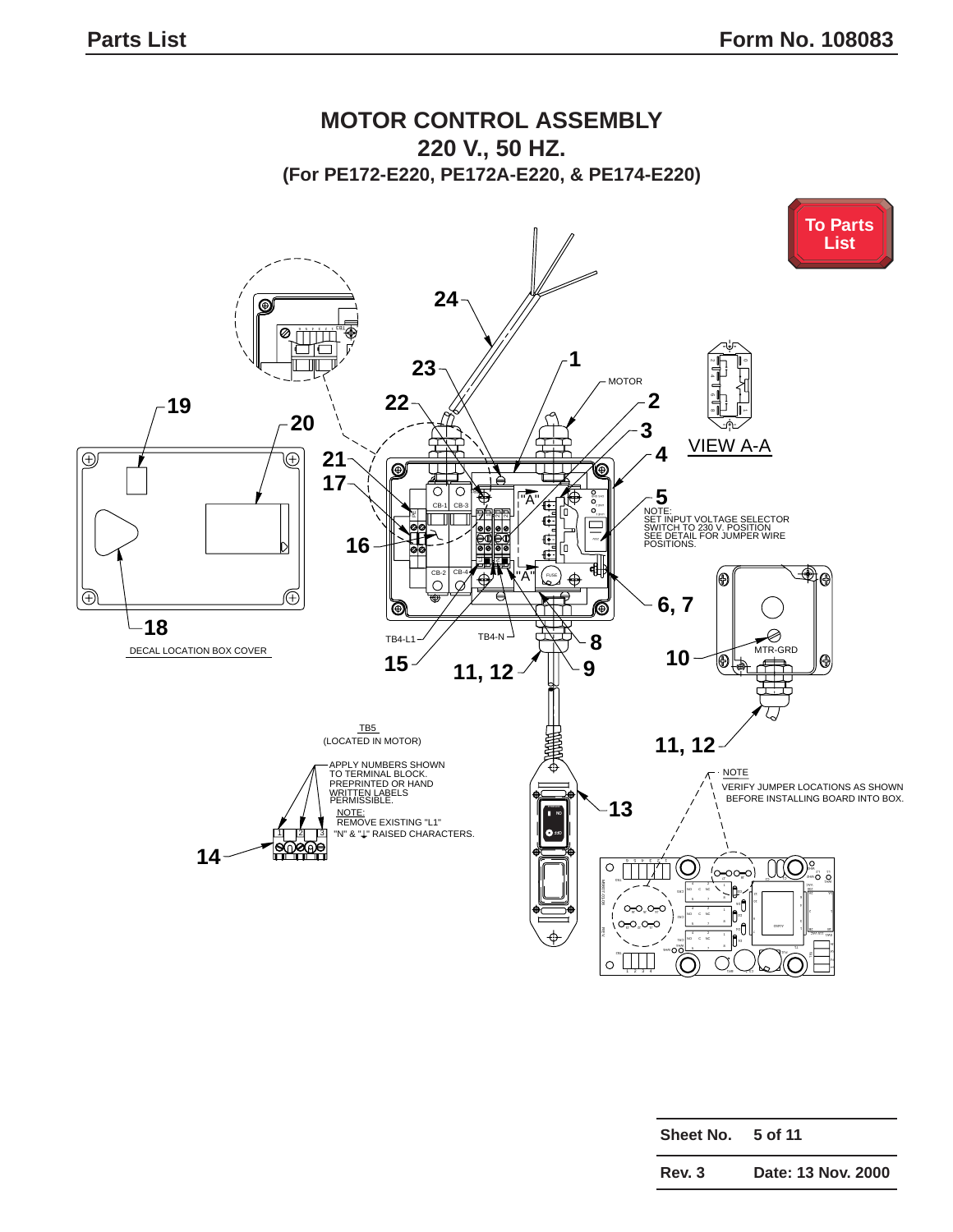## MOTOR CONTROL ASSEMBLY
## 220 V., 50 HZ.
### (For PE172-E220, PE172A-E220, & PE174-E220)

To Parts List

24

23

1

MOTOR

22

2

19

20

3

4

VIEW A-A

21

17

5

NOTE:
SET INPUT VOLTAGE SELECTOR SWITCH TO 230 V. POSITION
SEE DETAIL FOR JUMPER WIRE POSITIONS.

16

CB-1 CB-3

CB-2 CB-4

"A"

"A"

FUSE

6, 7

18

DECAL LOCATION BOX COVER

TB4-L1

TB4-N

8

10

MTR-GRD

15

11, 12

9

11, 12

TB5
(LOCATED IN MOTOR)

APPLY NUMBERS SHOWN TO TERMINAL BLOCK. PREPRINTED OR HAND WRITTEN LABELS PERMISSIBLE.

NOTE:
REMOVE EXISTING "L1" "N" & "⏚" RAISED CHARACTERS.

14

13

NOTE
VERIFY JUMPER LOCATIONS AS SHOWN BEFORE INSTALLING BOARD INTO BOX.

| Sheet No. | 5 of 11 |
|---|---|
| Rev. 3 | Date: 13 Nov. 2000 |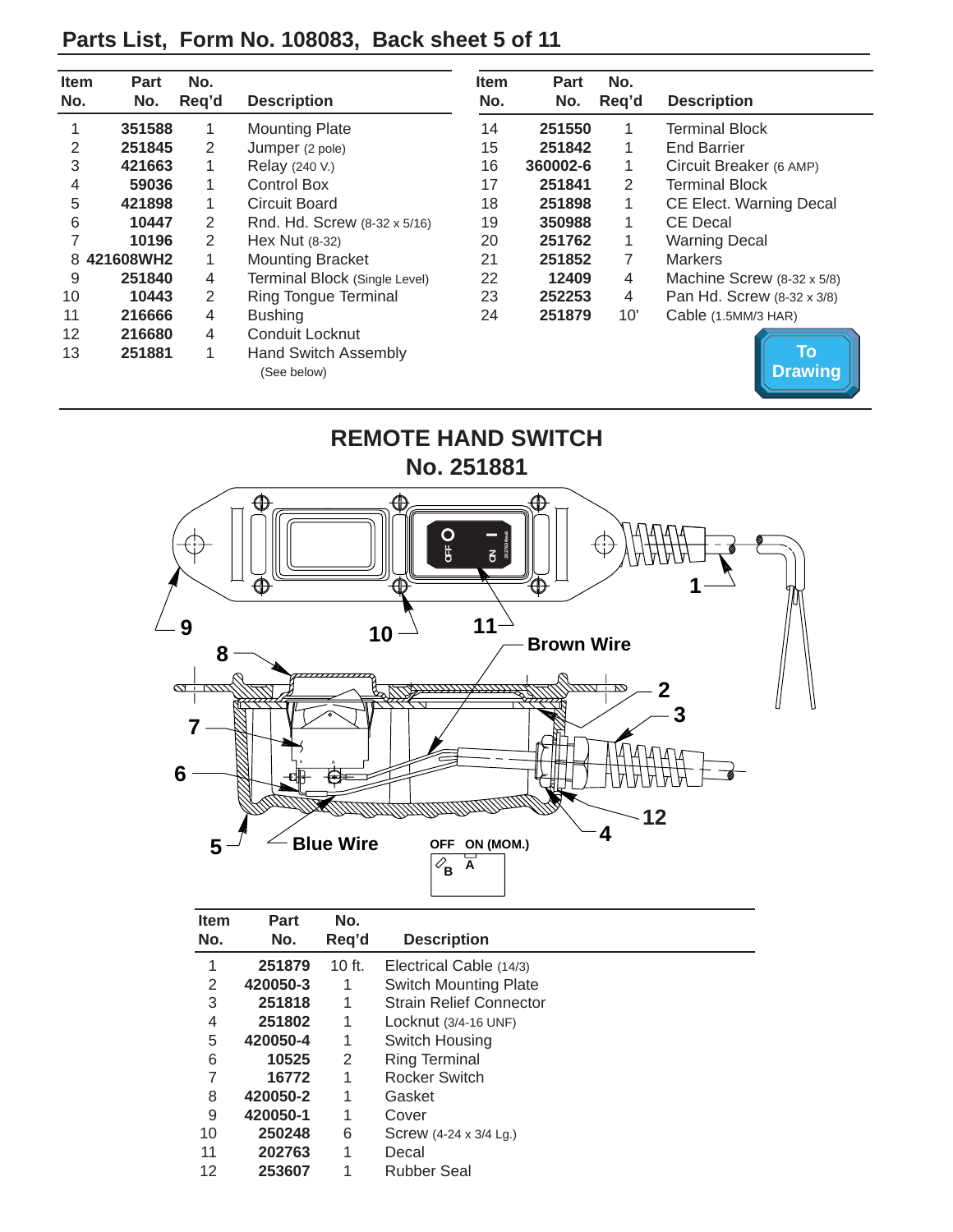## Parts List, Form No. 108083, Back sheet 5 of 11

| Item No. | Part No. | No. Req'd | Description |
|---|---|---|---|
| 1 | 351588 | 1 | Mounting Plate |
| 2 | 251845 | 2 | Jumper (2 pole) |
| 3 | 421663 | 1 | Relay (240 V.) |
| 4 | 59036 | 1 | Control Box |
| 5 | 421898 | 1 | Circuit Board |
| 6 | 10447 | 2 | Rnd. Hd. Screw (8-32 x 5/16) |
| 7 | 10196 | 2 | Hex Nut (8-32) |
| 8 | 421608WH2 | 1 | Mounting Bracket |
| 9 | 251840 | 4 | Terminal Block (Single Level) |
| 10 | 10443 | 2 | Ring Tongue Terminal |
| 11 | 216666 | 4 | Bushing |
| 12 | 216680 | 4 | Conduit Locknut |
| 13 | 251881 | 1 | Hand Switch Assembly (See below) |
| 14 | 251550 | 1 | Terminal Block |
| 15 | 251842 | 1 | End Barrier |
| 16 | 360002-6 | 1 | Circuit Breaker (6 AMP) |
| 17 | 251841 | 2 | Terminal Block |
| 18 | 251898 | 1 | CE Elect. Warning Decal |
| 19 | 350988 | 1 | CE Decal |
| 20 | 251762 | 1 | Warning Decal |
| 21 | 251852 | 7 | Markers |
| 22 | 12409 | 4 | Machine Screw (8-32 x 5/8) |
| 23 | 252253 | 4 | Pan Hd. Screw (8-32 x 3/8) |
| 24 | 251879 | 10' | Cable (1.5MM/3 HAR) |

To Drawing

## REMOTE HAND SWITCH No. 251881

Brown Wire

Blue Wire

OFF ON (MOM.)

B A

| Item No. | Part No. | No. Req'd | Description |
|---|---|---|---|
| 1 | 251879 | 10 ft. | Electrical Cable (14/3) |
| 2 | 420050-3 | 1 | Switch Mounting Plate |
| 3 | 251818 | 1 | Strain Relief Connector |
| 4 | 251802 | 1 | Locknut (3/4-16 UNF) |
| 5 | 420050-4 | 1 | Switch Housing |
| 6 | 10525 | 2 | Ring Terminal |
| 7 | 16772 | 1 | Rocker Switch |
| 8 | 420050-2 | 1 | Gasket |
| 9 | 420050-1 | 1 | Cover |
| 10 | 250248 | 6 | Screw (4-24 x 3/4 Lg.) |
| 11 | 202763 | 1 | Decal |
| 12 | 253607 | 1 | Rubber Seal |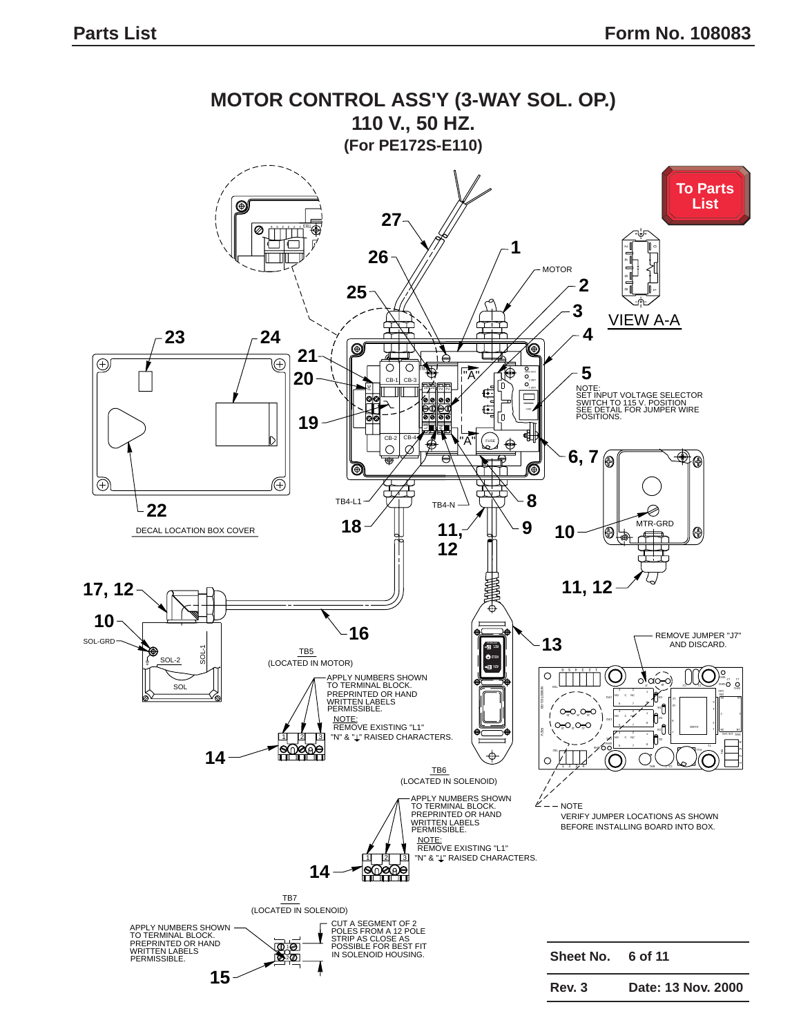# MOTOR CONTROL ASS'Y (3-WAY SOL. OP.)

## 110 V., 50 HZ.

### (For PE172S-E110)

To Parts List

VIEW A-A

NOTE:
SET INPUT VOLTAGE SELECTOR SWITCH TO 115 V. POSITION SEE DETAIL FOR JUMPER WIRE POSITIONS.

DECAL LOCATION BOX COVER

TB5
(LOCATED IN MOTOR)

APPLY NUMBERS SHOWN TO TERMINAL BLOCK. PREPRINTED OR HAND WRITTEN LABELS PERMISSIBLE.

NOTE:
REMOVE EXISTING "L1" "N" & "⏚" RAISED CHARACTERS.

REMOVE JUMPER "J7" AND DISCARD.

TB6
(LOCATED IN SOLENOID)

APPLY NUMBERS SHOWN TO TERMINAL BLOCK. PREPRINTED OR HAND WRITTEN LABELS PERMISSIBLE.

NOTE:
REMOVE EXISTING "L1" "N" & "⏚" RAISED CHARACTERS.

NOTE
VERIFY JUMPER LOCATIONS AS SHOWN BEFORE INSTALLING BOARD INTO BOX.

TB7
(LOCATED IN SOLENOID)

APPLY NUMBERS SHOWN TO TERMINAL BLOCK. PREPRINTED OR HAND WRITTEN LABELS PERMISSIBLE.

CUT A SEGMENT OF 2 POLES FROM A 12 POLE STRIP AS CLOSE AS POSSIBLE FOR BEST FIT IN SOLENOID HOUSING.

| Sheet No. | 6 of 11 |
|---|---|
| Rev. 3 | Date: 13 Nov. 2000 |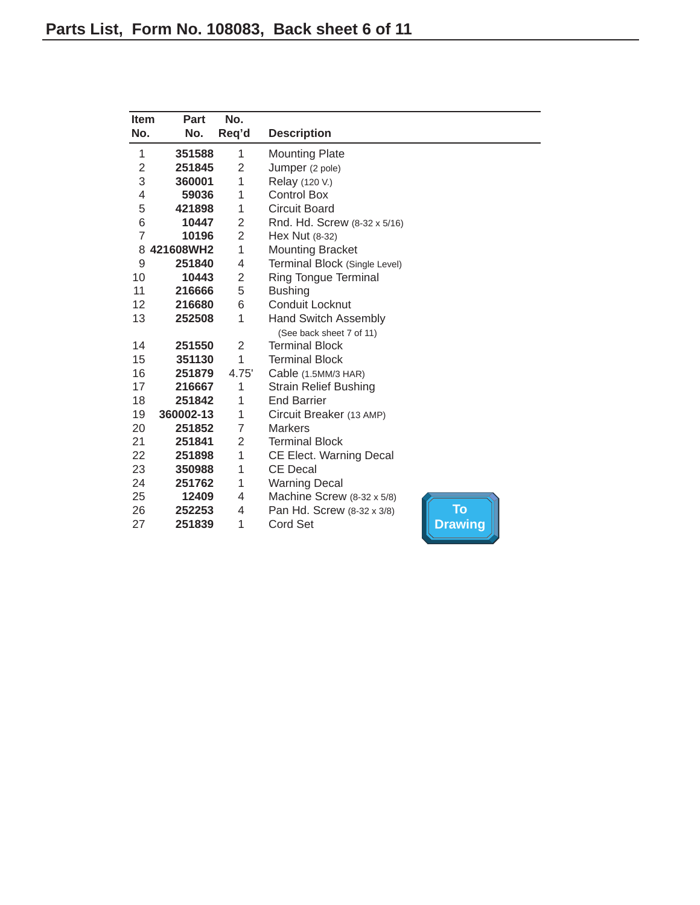## Parts List, Form No. 108083, Back sheet 6 of 11

| Item No. | Part No. | No. Req'd | Description |
|---|---|---|---|
| 1 | **351588** | 1 | Mounting Plate |
| 2 | **251845** | 2 | Jumper (2 pole) |
| 3 | **360001** | 1 | Relay (120 V.) |
| 4 | **59036** | 1 | Control Box |
| 5 | **421898** | 1 | Circuit Board |
| 6 | **10447** | 2 | Rnd. Hd. Screw (8-32 x 5/16) |
| 7 | **10196** | 2 | Hex Nut (8-32) |
| 8 | **421608WH2** | 1 | Mounting Bracket |
| 9 | **251840** | 4 | Terminal Block (Single Level) |
| 10 | **10443** | 2 | Ring Tongue Terminal |
| 11 | **216666** | 5 | Bushing |
| 12 | **216680** | 6 | Conduit Locknut |
| 13 | **252508** | 1 | Hand Switch Assembly (See back sheet 7 of 11) |
| 14 | **251550** | 2 | Terminal Block |
| 15 | **351130** | 1 | Terminal Block |
| 16 | **251879** | 4.75' | Cable (1.5MM/3 HAR) |
| 17 | **216667** | 1 | Strain Relief Bushing |
| 18 | **251842** | 1 | End Barrier |
| 19 | **360002-13** | 1 | Circuit Breaker (13 AMP) |
| 20 | **251852** | 7 | Markers |
| 21 | **251841** | 2 | Terminal Block |
| 22 | **251898** | 1 | CE Elect. Warning Decal |
| 23 | **350988** | 1 | CE Decal |
| 24 | **251762** | 1 | Warning Decal |
| 25 | **12409** | 4 | Machine Screw (8-32 x 5/8) |
| 26 | **252253** | 4 | Pan Hd. Screw (8-32 x 3/8) |
| 27 | **251839** | 1 | Cord Set |

To Drawing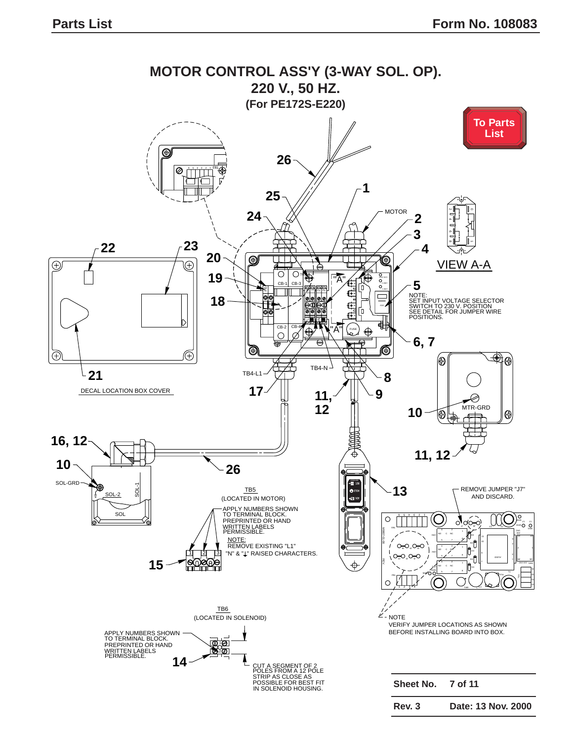# MOTOR CONTROL ASS'Y (3-WAY SOL. OP).

## 220 V., 50 HZ.

### (For PE172S-E220)

To Parts List

VIEW A-A

MOTOR

NOTE:
SET INPUT VOLTAGE SELECTOR SWITCH TO 230 V. POSITION
SEE DETAIL FOR JUMPER WIRE POSITIONS.

DECAL LOCATION BOX COVER

TB4-L1

TB4-N

MTR-GRD

SOL-GRD

SOL-2

SOL-1

SOL

TB5
(LOCATED IN MOTOR)

APPLY NUMBERS SHOWN TO TERMINAL BLOCK. PREPRINTED OR HAND WRITTEN LABELS PERMISSIBLE.

NOTE:
REMOVE EXISTING "L1" "N" & "⏚" RAISED CHARACTERS.

REMOVE JUMPER "J7" AND DISCARD.

NOTE
VERIFY JUMPER LOCATIONS AS SHOWN BEFORE INSTALLING BOARD INTO BOX.

TB6
(LOCATED IN SOLENOID)

APPLY NUMBERS SHOWN TO TERMINAL BLOCK. PREPRINTED OR HAND WRITTEN LABELS PERMISSIBLE.

CUT A SEGMENT OF 2 POLES FROM A 12 POLE STRIP AS CLOSE AS POSSIBLE FOR BEST FIT IN SOLENOID HOUSING.

| Sheet No. | 7 of 11 |
|---|---|
| Rev. 3 | Date: 13 Nov. 2000 |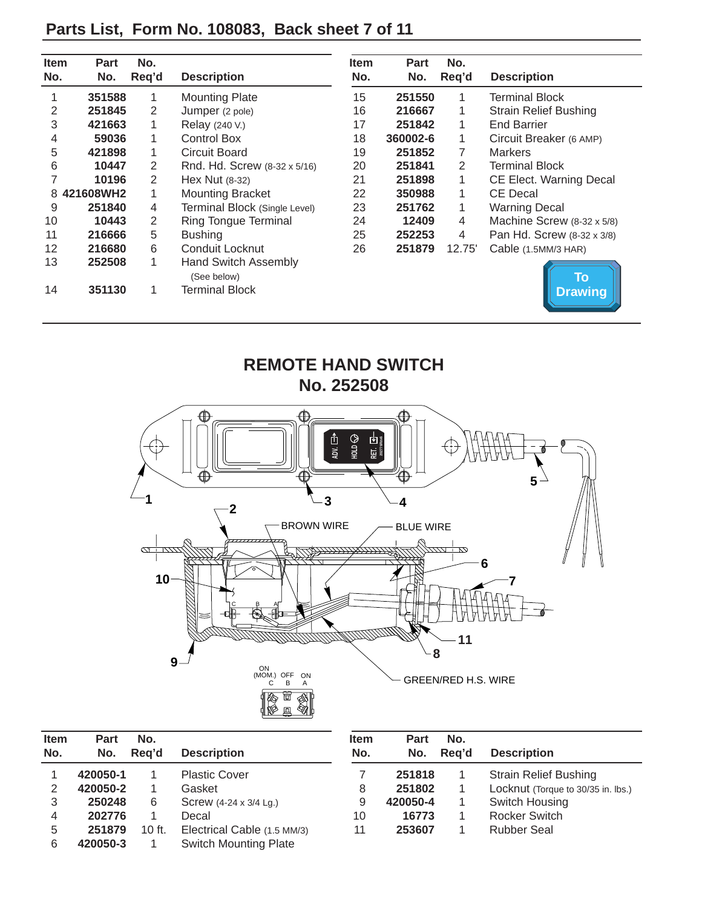## Parts List, Form No. 108083, Back sheet 7 of 11

| Item No. | Part No. | No. Req'd | Description |
|---|---|---|---|
| 1 | 351588 | 1 | Mounting Plate |
| 2 | 251845 | 2 | Jumper (2 pole) |
| 3 | 421663 | 1 | Relay (240 V.) |
| 4 | 59036 | 1 | Control Box |
| 5 | 421898 | 1 | Circuit Board |
| 6 | 10447 | 2 | Rnd. Hd. Screw (8-32 x 5/16) |
| 7 | 10196 | 2 | Hex Nut (8-32) |
| 8 | 421608WH2 | 1 | Mounting Bracket |
| 9 | 251840 | 4 | Terminal Block (Single Level) |
| 10 | 10443 | 2 | Ring Tongue Terminal |
| 11 | 216666 | 5 | Bushing |
| 12 | 216680 | 6 | Conduit Locknut |
| 13 | 252508 | 1 | Hand Switch Assembly (See below) |
| 14 | 351130 | 1 | Terminal Block |
| 15 | 251550 | 1 | Terminal Block |
| 16 | 216667 | 1 | Strain Relief Bushing |
| 17 | 251842 | 1 | End Barrier |
| 18 | 360002-6 | 1 | Circuit Breaker (6 AMP) |
| 19 | 251852 | 7 | Markers |
| 20 | 251841 | 2 | Terminal Block |
| 21 | 251898 | 1 | CE Elect. Warning Decal |
| 22 | 350988 | 1 | CE Decal |
| 23 | 251762 | 1 | Warning Decal |
| 24 | 12409 | 4 | Machine Screw (8-32 x 5/8) |
| 25 | 252253 | 4 | Pan Hd. Screw (8-32 x 3/8) |
| 26 | 251879 | 12.75' | Cable (1.5MM/3 HAR) |

To Drawing

## REMOTE HAND SWITCH No. 252508

| Item No. | Part No. | No. Req'd | Description |
|---|---|---|---|
| 1 | 420050-1 | 1 | Plastic Cover |
| 2 | 420050-2 | 1 | Gasket |
| 3 | 250248 | 6 | Screw (4-24 x 3/4 Lg.) |
| 4 | 202776 | 1 | Decal |
| 5 | 251879 | 10 ft. | Electrical Cable (1.5 MM/3) |
| 6 | 420050-3 | 1 | Switch Mounting Plate |
| 7 | 251818 | 1 | Strain Relief Bushing |
| 8 | 251802 | 1 | Locknut (Torque to 30/35 in. lbs.) |
| 9 | 420050-4 | 1 | Switch Housing |
| 10 | 16773 | 1 | Rocker Switch |
| 11 | 253607 | 1 | Rubber Seal |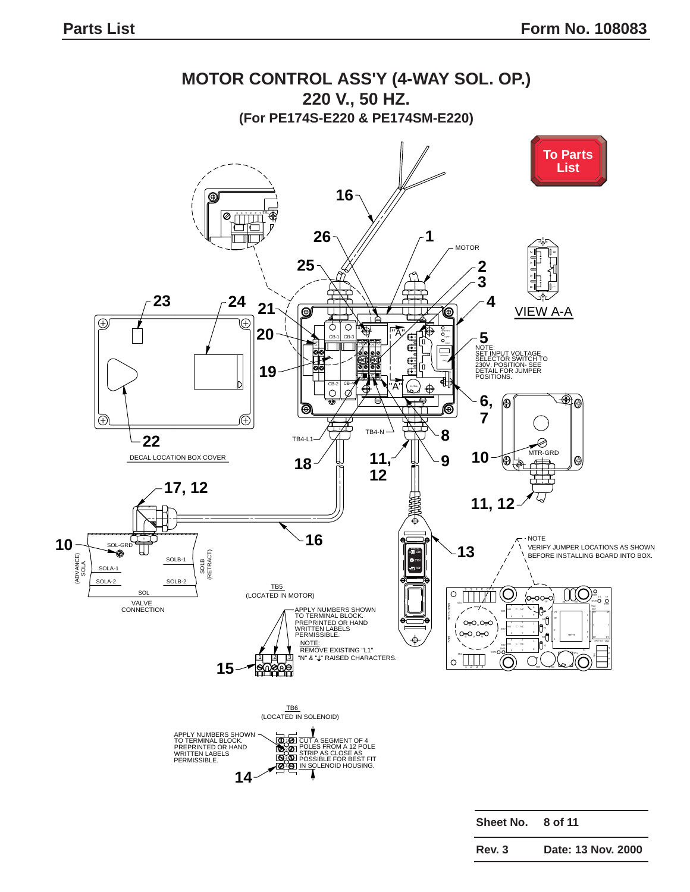# MOTOR CONTROL ASS'Y (4-WAY SOL. OP.)
## 220 V., 50 HZ.
### (For PE174S-E220 & PE174SM-E220)

To Parts List

VIEW A-A

NOTE: SET INPUT VOLTAGE SELECTOR SWITCH TO 230V. POSITION- SEE DETAIL FOR JUMPER POSITIONS.

DECAL LOCATION BOX COVER

TB5 (LOCATED IN MOTOR)

APPLY NUMBERS SHOWN TO TERMINAL BLOCK. PREPRINTED OR HAND WRITTEN LABELS PERMISSIBLE.

NOTE: REMOVE EXISTING "L1" "N" & "⏚" RAISED CHARACTERS.

NOTE: VERIFY JUMPER LOCATIONS AS SHOWN BEFORE INSTALLING BOARD INTO BOX.

SOL VALVE CONNECTION

TB6 (LOCATED IN SOLENOID)

APPLY NUMBERS SHOWN TO TERMINAL BLOCK. PREPRINTED OR HAND WRITTEN LABELS PERMISSIBLE.

CUT A SEGMENT OF 4 POLES FROM A 12 POLE STRIP AS CLOSE AS POSSIBLE FOR BEST FIT IN SOLENOID HOUSING.

| Sheet No. | 8 of 11 |
|---|---|
| Rev. 3 | Date: 13 Nov. 2000 |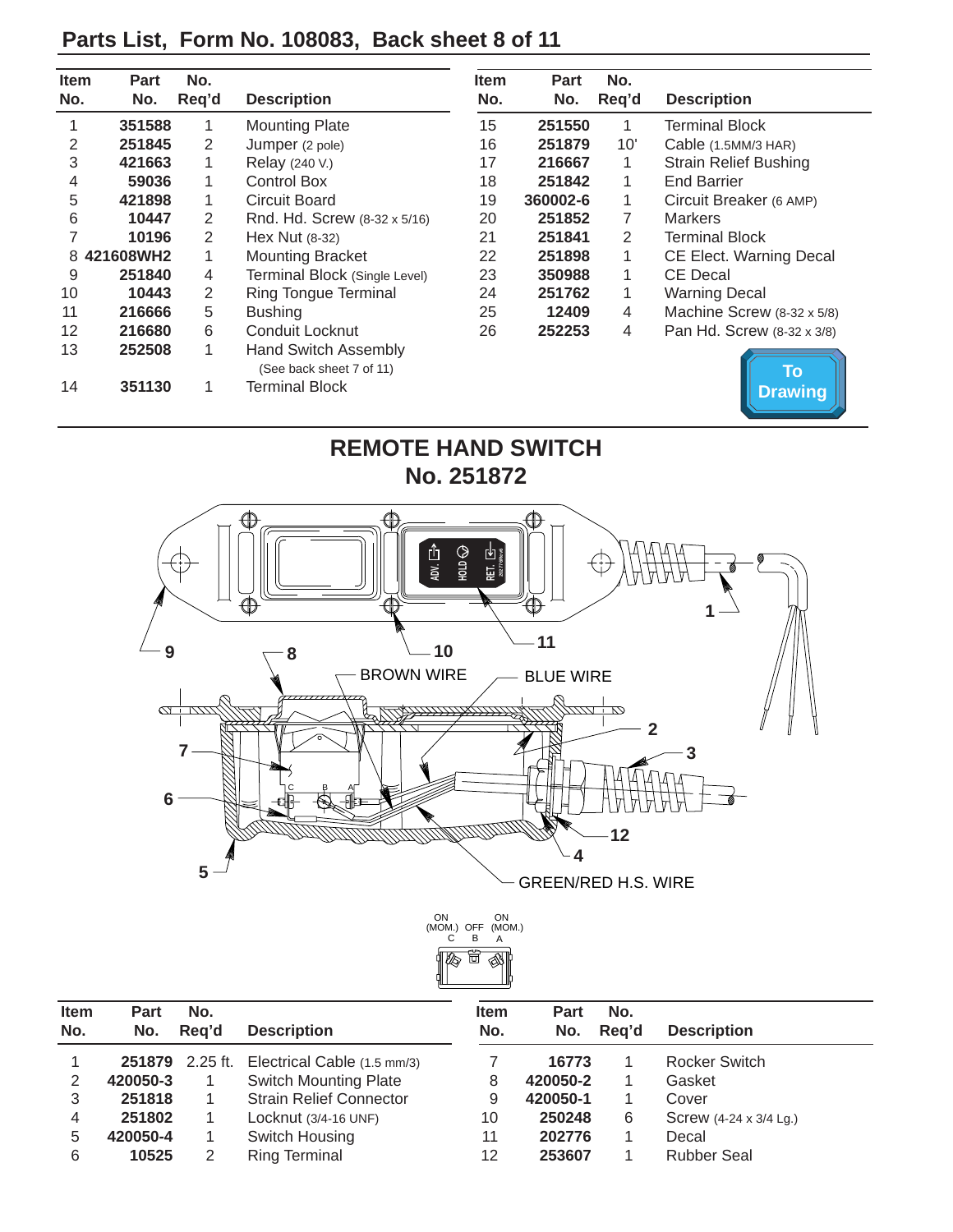## Parts List, Form No. 108083, Back sheet 8 of 11

| Item No. | Part No. | No. Req'd | Description |
|---|---|---|---|
| 1 | **351588** | 1 | Mounting Plate |
| 2 | **251845** | 2 | Jumper (2 pole) |
| 3 | **421663** | 1 | Relay (240 V.) |
| 4 | **59036** | 1 | Control Box |
| 5 | **421898** | 1 | Circuit Board |
| 6 | **10447** | 2 | Rnd. Hd. Screw (8-32 x 5/16) |
| 7 | **10196** | 2 | Hex Nut (8-32) |
| 8 | **421608WH2** | 1 | Mounting Bracket |
| 9 | **251840** | 4 | Terminal Block (Single Level) |
| 10 | **10443** | 2 | Ring Tongue Terminal |
| 11 | **216666** | 5 | Bushing |
| 12 | **216680** | 6 | Conduit Locknut |
| 13 | **252508** | 1 | Hand Switch Assembly (See back sheet 7 of 11) |
| 14 | **351130** | 1 | Terminal Block |
| 15 | **251550** | 1 | Terminal Block |
| 16 | **251879** | 10' | Cable (1.5MM/3 HAR) |
| 17 | **216667** | 1 | Strain Relief Bushing |
| 18 | **251842** | 1 | End Barrier |
| 19 | **360002-6** | 1 | Circuit Breaker (6 AMP) |
| 20 | **251852** | 7 | Markers |
| 21 | **251841** | 2 | Terminal Block |
| 22 | **251898** | 1 | CE Elect. Warning Decal |
| 23 | **350988** | 1 | CE Decal |
| 24 | **251762** | 1 | Warning Decal |
| 25 | **12409** | 4 | Machine Screw (8-32 x 5/8) |
| 26 | **252253** | 4 | Pan Hd. Screw (8-32 x 3/8) |

To Drawing

## REMOTE HAND SWITCH No. 251872

BROWN WIRE

BLUE WIRE

GREEN/RED H.S. WIRE

ON (MOM.) C — OFF B — ON (MOM.) A

| Item No. | Part No. | No. Req'd | Description |
|---|---|---|---|
| 1 | **251879** | 2.25 ft. | Electrical Cable (1.5 mm/3) |
| 2 | **420050-3** | 1 | Switch Mounting Plate |
| 3 | **251818** | 1 | Strain Relief Connector |
| 4 | **251802** | 1 | Locknut (3/4-16 UNF) |
| 5 | **420050-4** | 1 | Switch Housing |
| 6 | **10525** | 2 | Ring Terminal |
| 7 | **16773** | 1 | Rocker Switch |
| 8 | **420050-2** | 1 | Gasket |
| 9 | **420050-1** | 1 | Cover |
| 10 | **250248** | 6 | Screw (4-24 x 3/4 Lg.) |
| 11 | **202776** | 1 | Decal |
| 12 | **253607** | 1 | Rubber Seal |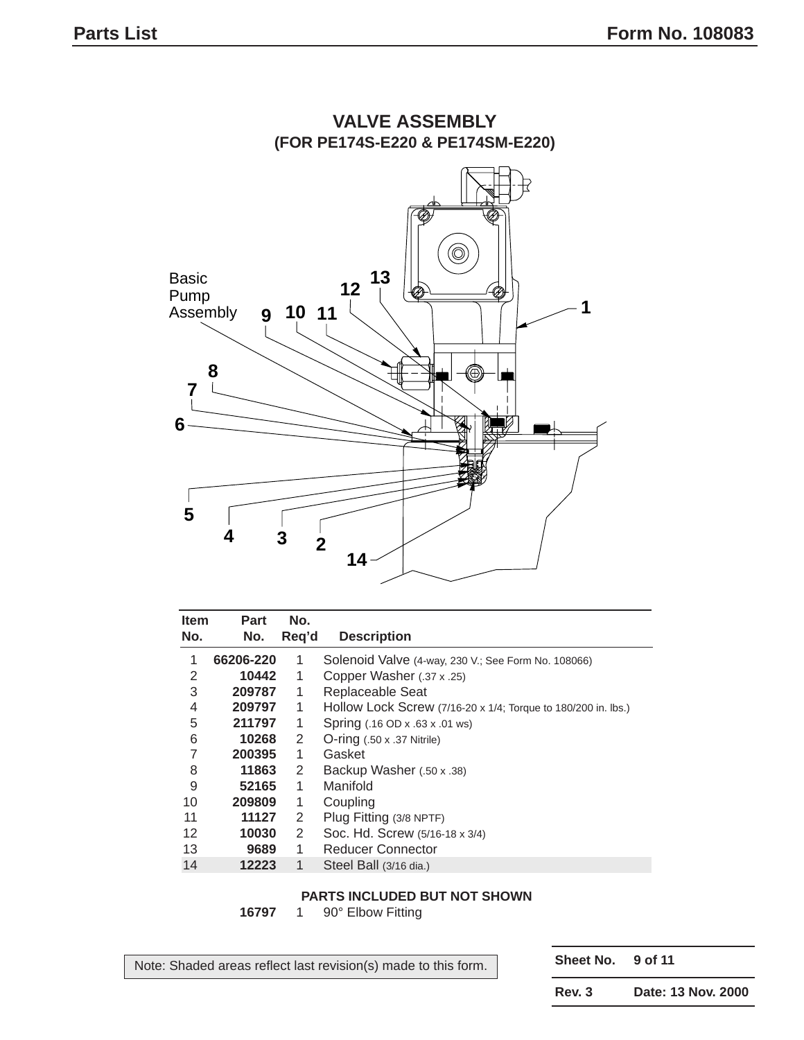# VALVE ASSEMBLY
## (FOR PE174S-E220 & PE174SM-E220)

Basic Pump Assembly

| Item No. | Part No. | No. Req'd | Description |
|---|---|---|---|
| 1 | **66206-220** | 1 | Solenoid Valve (4-way, 230 V.; See Form No. 108066) |
| 2 | **10442** | 1 | Copper Washer (.37 x .25) |
| 3 | **209787** | 1 | Replaceable Seat |
| 4 | **209797** | 1 | Hollow Lock Screw (7/16-20 x 1/4; Torque to 180/200 in. lbs.) |
| 5 | **211797** | 1 | Spring (.16 OD x .63 x .01 ws) |
| 6 | **10268** | 2 | O-ring (.50 x .37 Nitrile) |
| 7 | **200395** | 1 | Gasket |
| 8 | **11863** | 2 | Backup Washer (.50 x .38) |
| 9 | **52165** | 1 | Manifold |
| 10 | **209809** | 1 | Coupling |
| 11 | **11127** | 2 | Plug Fitting (3/8 NPTF) |
| 12 | **10030** | 2 | Soc. Hd. Screw (5/16-18 x 3/4) |
| 13 | **9689** | 1 | Reducer Connector |
| 14 | **12223** | 1 | Steel Ball (3/16 dia.) |

**PARTS INCLUDED BUT NOT SHOWN**

| Part No. | No. Req'd | Description |
|---|---|---|
| **16797** | 1 | 90° Elbow Fitting |

Note: Shaded areas reflect last revision(s) made to this form.

| | |
|---|---|
| **Sheet No.** | **9 of 11** |
| **Rev. 3** | **Date: 13 Nov. 2000** |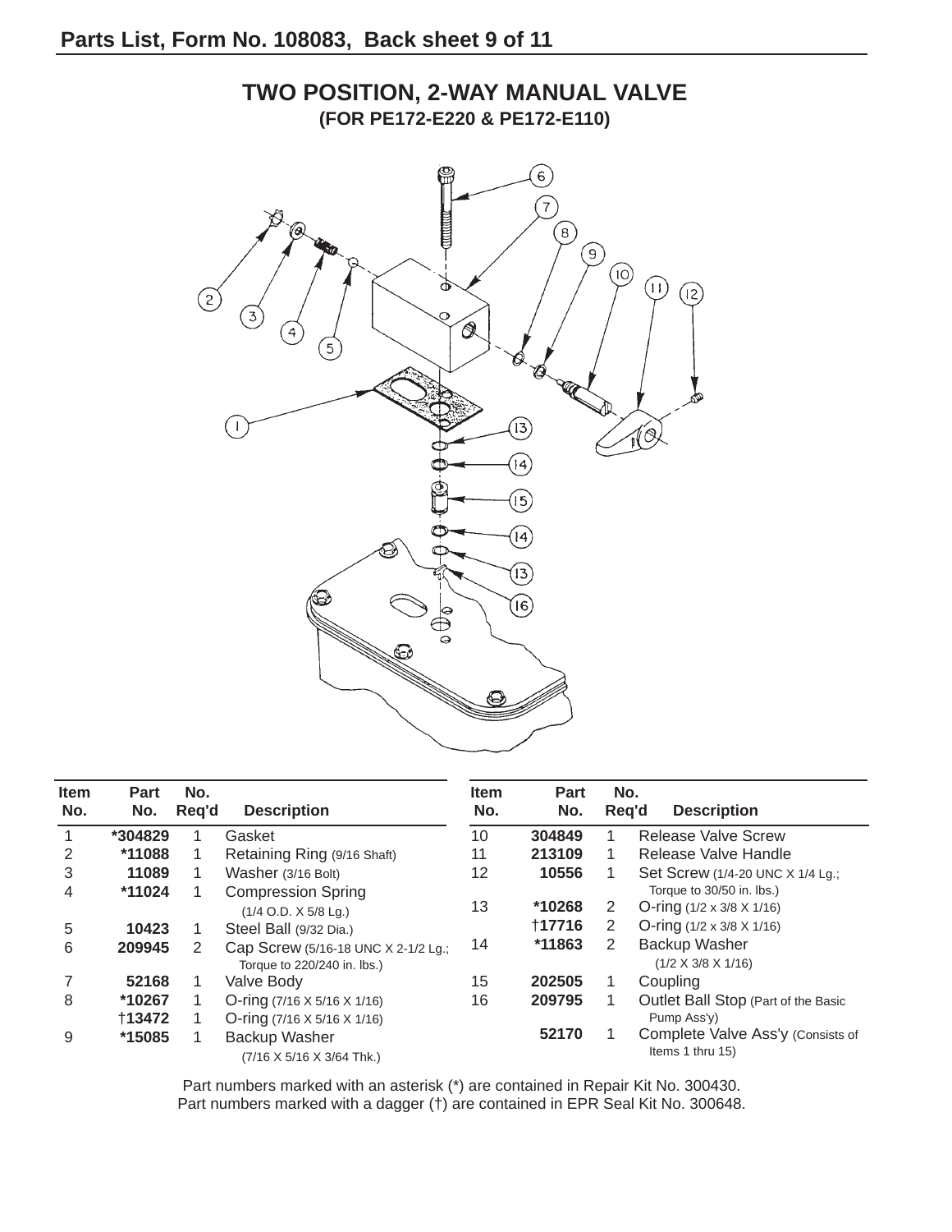# TWO POSITION, 2-WAY MANUAL VALVE

## (FOR PE172-E220 & PE172-E110)

| Item No. | Part No. | No. Req'd | Description |
|---|---|---|---|
| 1 | *304829 | 1 | Gasket |
| 2 | *11088 | 1 | Retaining Ring (9/16 Shaft) |
| 3 | 11089 | 1 | Washer (3/16 Bolt) |
| 4 | *11024 | 1 | Compression Spring (1/4 O.D. X 5/8 Lg.) |
| 5 | 10423 | 1 | Steel Ball (9/32 Dia.) |
| 6 | 209945 | 2 | Cap Screw (5/16-18 UNC X 2-1/2 Lg.; Torque to 220/240 in. lbs.) |
| 7 | 52168 | 1 | Valve Body |
| 8 | *10267 | 1 | O-ring (7/16 X 5/16 X 1/16) |
| | †13472 | 1 | O-ring (7/16 X 5/16 X 1/16) |
| 9 | *15085 | 1 | Backup Washer (7/16 X 5/16 X 3/64 Thk.) |
| 10 | 304849 | 1 | Release Valve Screw |
| 11 | 213109 | 1 | Release Valve Handle |
| 12 | 10556 | 1 | Set Screw (1/4-20 UNC X 1/4 Lg.; Torque to 30/50 in. lbs.) |
| 13 | *10268 | 2 | O-ring (1/2 x 3/8 X 1/16) |
| | †17716 | 2 | O-ring (1/2 x 3/8 X 1/16) |
| 14 | *11863 | 2 | Backup Washer (1/2 X 3/8 X 1/16) |
| 15 | 202505 | 1 | Coupling |
| 16 | 209795 | 1 | Outlet Ball Stop (Part of the Basic Pump Ass'y) |
| | 52170 | 1 | Complete Valve Ass'y (Consists of Items 1 thru 15) |

Part numbers marked with an asterisk (*) are contained in Repair Kit No. 300430.
Part numbers marked with a dagger (†) are contained in EPR Seal Kit No. 300648.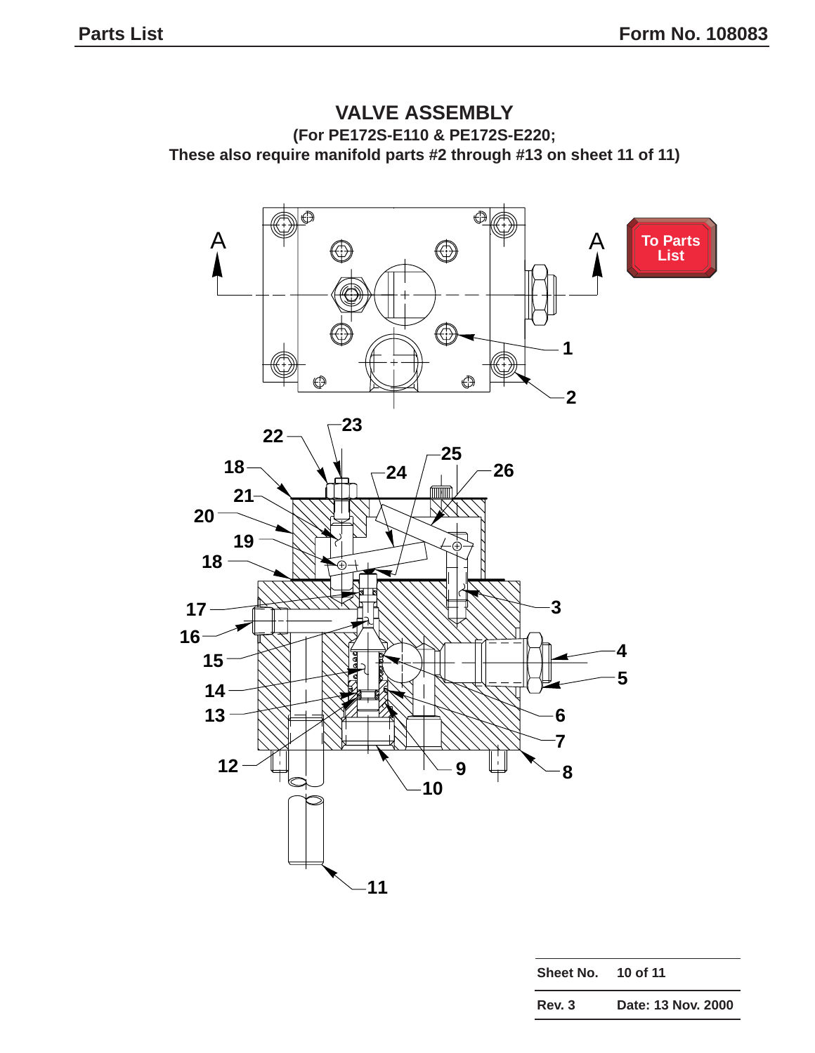# VALVE ASSEMBLY

**(For PE172S-E110 & PE172S-E220;**
**These also require manifold parts #2 through #13 on sheet 11 of 11)**

A A

To Parts List

1
2
22 23
25
18 24 26
21
20
19
18
3
17
16
15 4
5
14
13 6
7
12 9 8
10
11

| Sheet No. | 10 of 11 |
|---|---|
| Rev. 3 | Date: 13 Nov. 2000 |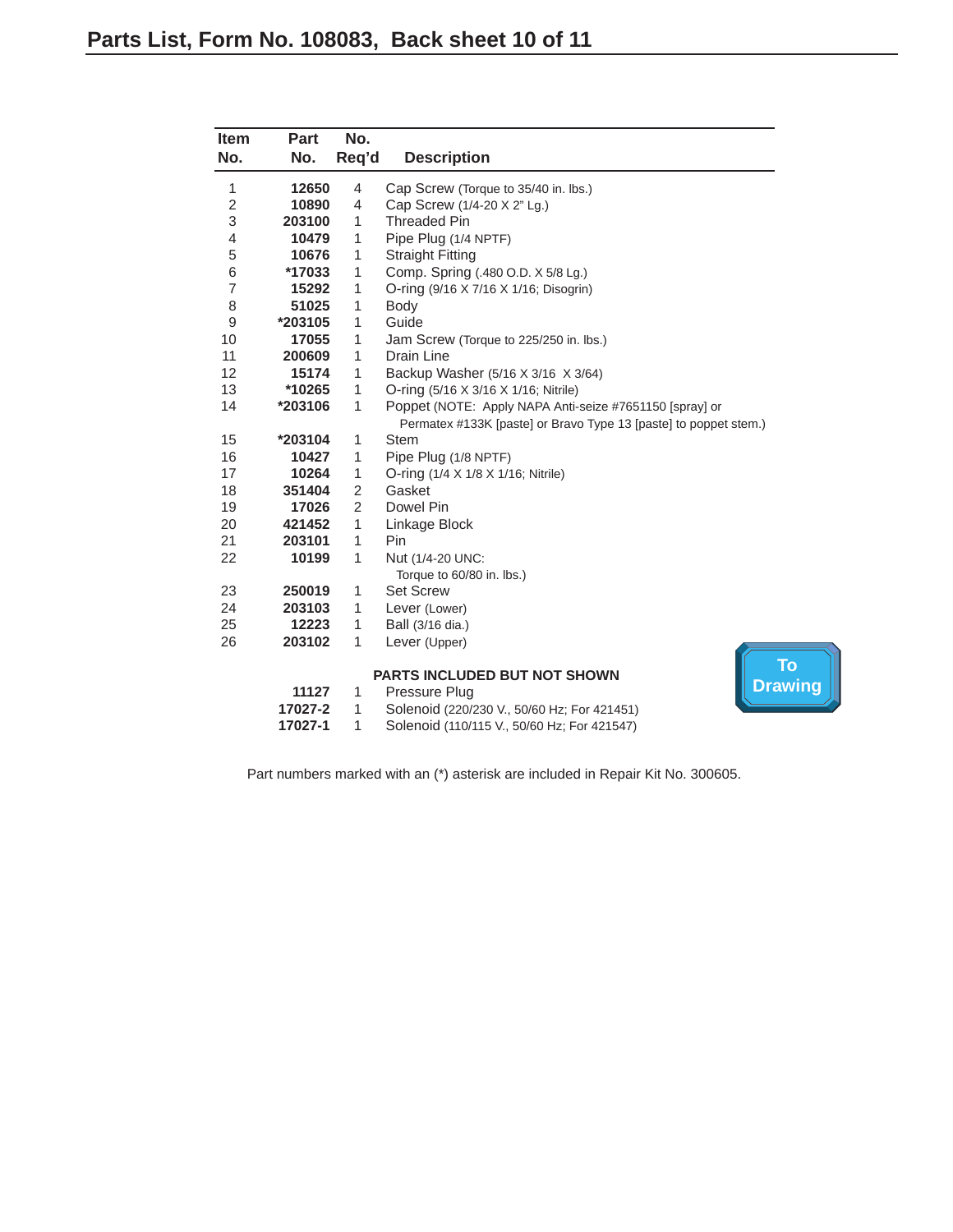## Parts List, Form No. 108083, Back sheet 10 of 11

| Item No. | Part No. | No. Req'd | Description |
|---|---|---|---|
| 1 | **12650** | 4 | Cap Screw (Torque to 35/40 in. lbs.) |
| 2 | **10890** | 4 | Cap Screw (1/4-20 X 2" Lg.) |
| 3 | **203100** | 1 | Threaded Pin |
| 4 | **10479** | 1 | Pipe Plug (1/4 NPTF) |
| 5 | **10676** | 1 | Straight Fitting |
| 6 | ***17033** | 1 | Comp. Spring (.480 O.D. X 5/8 Lg.) |
| 7 | **15292** | 1 | O-ring (9/16 X 7/16 X 1/16; Disogrin) |
| 8 | **51025** | 1 | Body |
| 9 | ***203105** | 1 | Guide |
| 10 | **17055** | 1 | Jam Screw (Torque to 225/250 in. lbs.) |
| 11 | **200609** | 1 | Drain Line |
| 12 | **15174** | 1 | Backup Washer (5/16 X 3/16 X 3/64) |
| 13 | ***10265** | 1 | O-ring (5/16 X 3/16 X 1/16; Nitrile) |
| 14 | ***203106** | 1 | Poppet (NOTE: Apply NAPA Anti-seize #7651150 [spray] or Permatex #133K [paste] or Bravo Type 13 [paste] to poppet stem.) |
| 15 | ***203104** | 1 | Stem |
| 16 | **10427** | 1 | Pipe Plug (1/8 NPTF) |
| 17 | **10264** | 1 | O-ring (1/4 X 1/8 X 1/16; Nitrile) |
| 18 | **351404** | 2 | Gasket |
| 19 | **17026** | 2 | Dowel Pin |
| 20 | **421452** | 1 | Linkage Block |
| 21 | **203101** | 1 | Pin |
| 22 | **10199** | 1 | Nut (1/4-20 UNC: Torque to 60/80 in. lbs.) |
| 23 | **250019** | 1 | Set Screw |
| 24 | **203103** | 1 | Lever (Lower) |
| 25 | **12223** | 1 | Ball (3/16 dia.) |
| 26 | **203102** | 1 | Lever (Upper) |
| | | | **PARTS INCLUDED BUT NOT SHOWN** |
| | **11127** | 1 | Pressure Plug |
| | **17027-2** | 1 | Solenoid (220/230 V., 50/60 Hz; For 421451) |
| | **17027-1** | 1 | Solenoid (110/115 V., 50/60 Hz; For 421547) |

To Drawing

Part numbers marked with an (*) asterisk are included in Repair Kit No. 300605.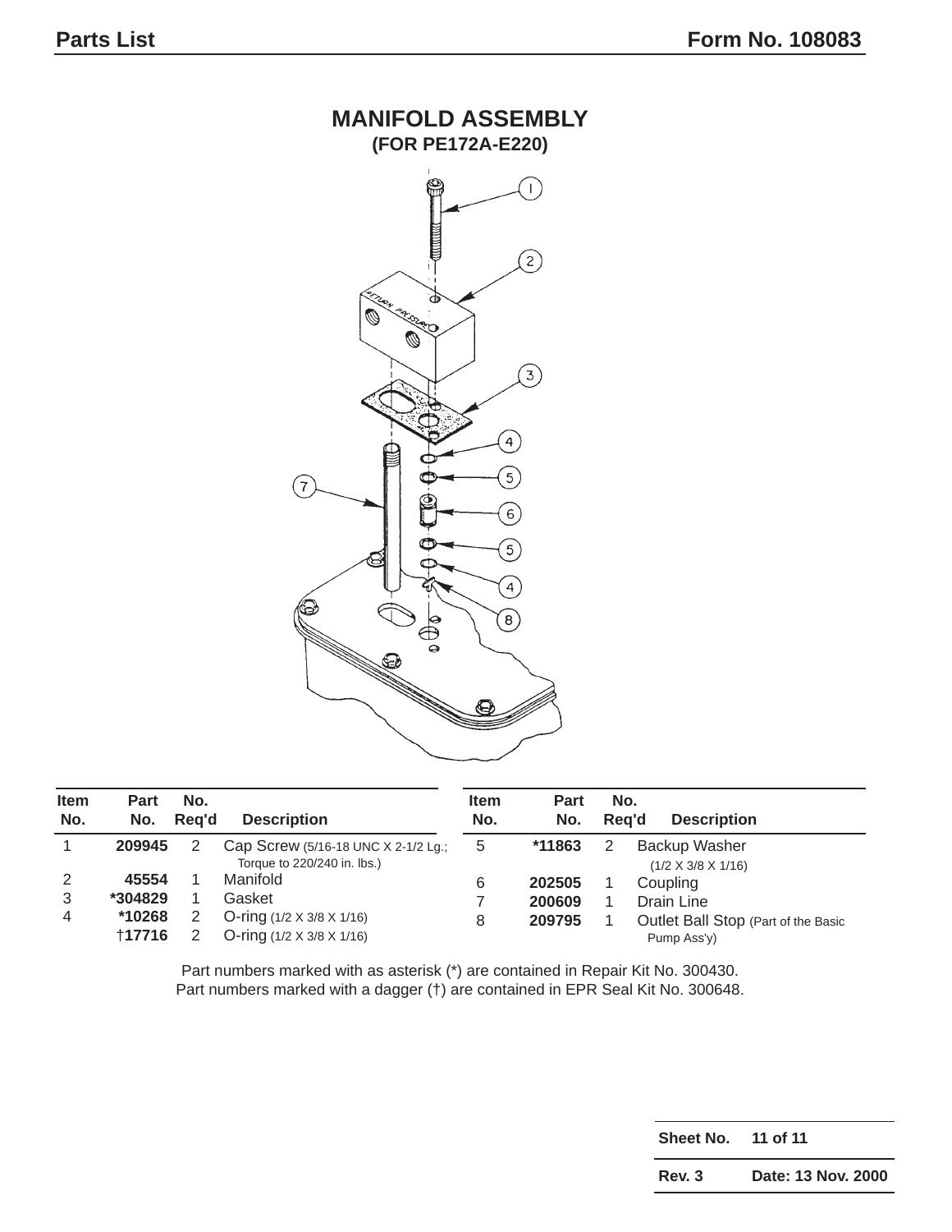## MANIFOLD ASSEMBLY
### (FOR PE172A-E220)

| Item No. | Part No. | No. Req'd | Description |
|---|---|---|---|
| 1 | 209945 | 2 | Cap Screw (5/16-18 UNC X 2-1/2 Lg.; Torque to 220/240 in. lbs.) |
| 2 | 45554 | 1 | Manifold |
| 3 | *304829 | 1 | Gasket |
| 4 | *10268 | 2 | O-ring (1/2 X 3/8 X 1/16) |
|  | †17716 | 2 | O-ring (1/2 X 3/8 X 1/16) |
| 5 | *11863 | 2 | Backup Washer (1/2 X 3/8 X 1/16) |
| 6 | 202505 | 1 | Coupling |
| 7 | 200609 | 1 | Drain Line |
| 8 | 209795 | 1 | Outlet Ball Stop (Part of the Basic Pump Ass'y) |

Part numbers marked with as asterisk (*) are contained in Repair Kit No. 300430.
Part numbers marked with a dagger (†) are contained in EPR Seal Kit No. 300648.

| Sheet No. | 11 of 11 |
|---|---|
| Rev. 3 | Date: 13 Nov. 2000 |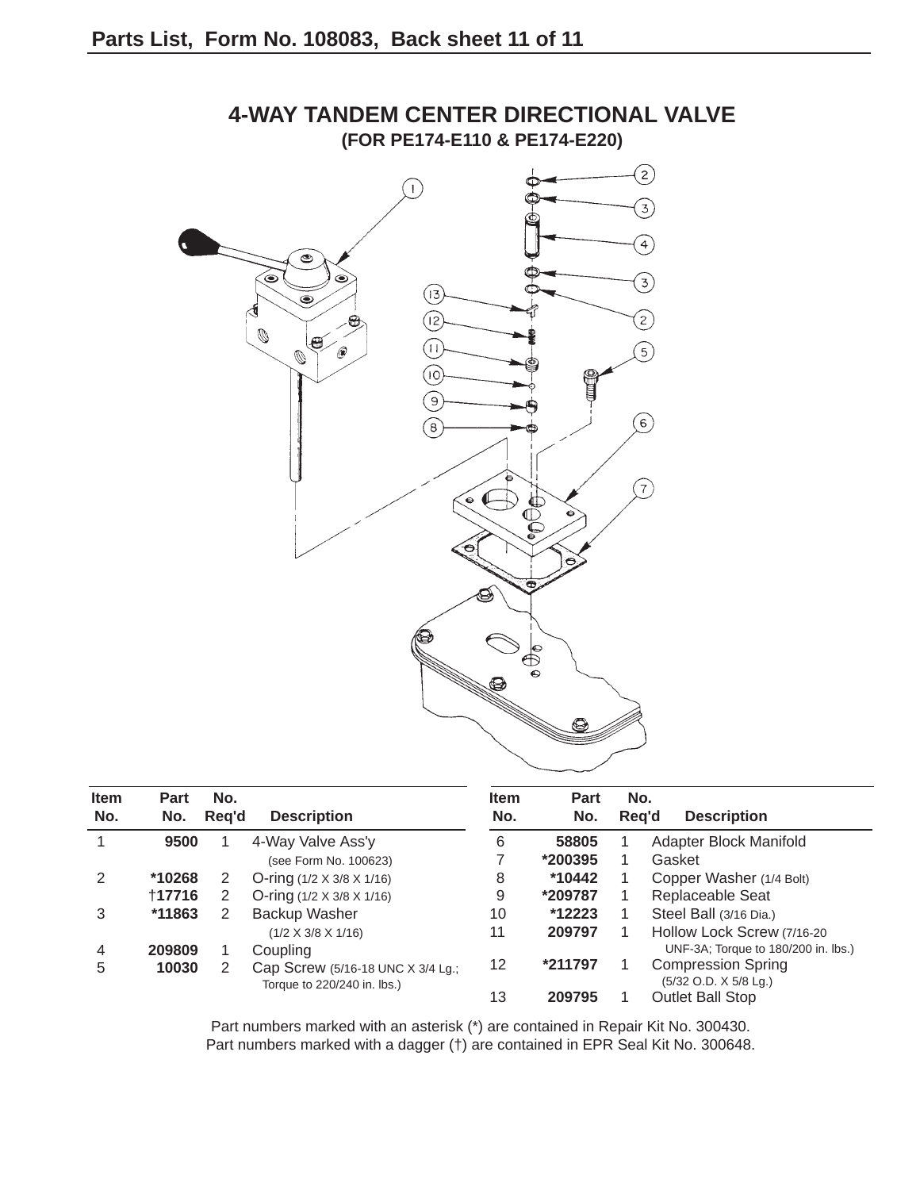# 4-WAY TANDEM CENTER DIRECTIONAL VALVE
## (FOR PE174-E110 & PE174-E220)

| Item No. | Part No. | No. Req'd | Description |
|---|---|---|---|
| 1 | 9500 | 1 | 4-Way Valve Ass'y (see Form No. 100623) |
| 2 | *10268 | 2 | O-ring (1/2 X 3/8 X 1/16) |
| | †17716 | 2 | O-ring (1/2 X 3/8 X 1/16) |
| 3 | *11863 | 2 | Backup Washer (1/2 X 3/8 X 1/16) |
| 4 | 209809 | 1 | Coupling |
| 5 | 10030 | 2 | Cap Screw (5/16-18 UNC X 3/4 Lg.; Torque to 220/240 in. lbs.) |
| 6 | 58805 | 1 | Adapter Block Manifold |
| 7 | *200395 | 1 | Gasket |
| 8 | *10442 | 1 | Copper Washer (1/4 Bolt) |
| 9 | *209787 | 1 | Replaceable Seat |
| 10 | *12223 | 1 | Steel Ball (3/16 Dia.) |
| 11 | 209797 | 1 | Hollow Lock Screw (7/16-20 UNF-3A; Torque to 180/200 in. lbs.) |
| 12 | *211797 | 1 | Compression Spring (5/32 O.D. X 5/8 Lg.) |
| 13 | 209795 | 1 | Outlet Ball Stop |

Part numbers marked with an asterisk (*) are contained in Repair Kit No. 300430.
Part numbers marked with a dagger (†) are contained in EPR Seal Kit No. 300648.